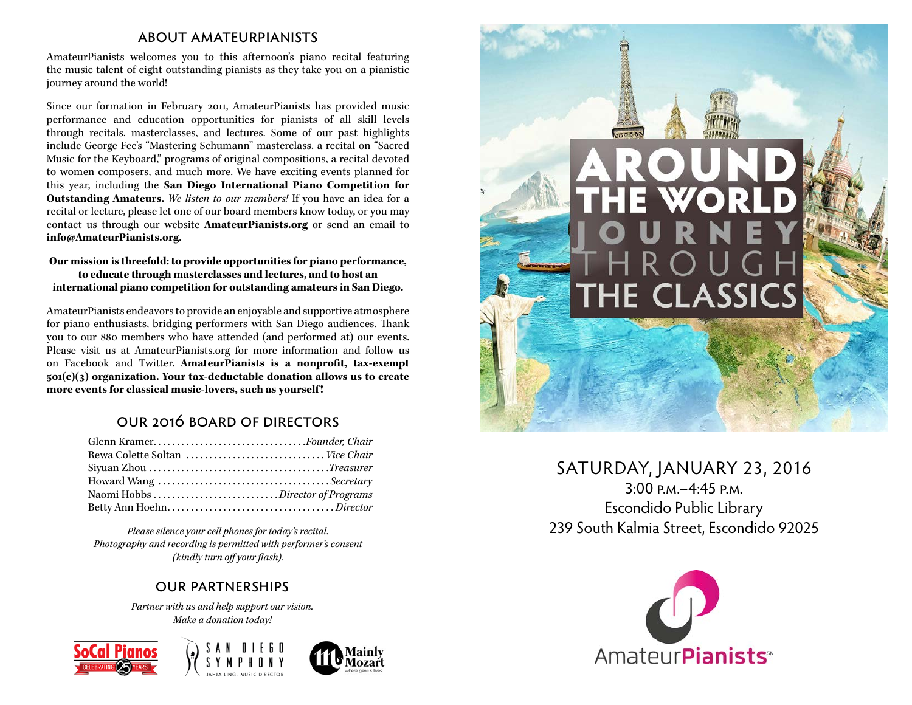## ABOUT AMATEURPIANISTS

AmateurPianists welcomes you to this afternoon's piano recital featuring the music talent of eight outstanding pianists as they take you on a pianistic journey around the world!

Since our formation in February 2011, AmateurPianists has provided music performance and education opportunities for pianists of all skill levels through recitals, masterclasses, and lectures. Some of our past highlights include George Fee's "Mastering Schumann" masterclass, a recital on "Sacred Music for the Keyboard," programs of original compositions, a recital devoted to women composers, and much more. We have exciting events planned for this year, including the **San Diego International Piano Competition for Outstanding Amateurs.** *We listen to our members!* If you have an idea for a recital or lecture, please let one of our board members know today, or you may contact us through our website **AmateurPianists.org** or send an email to **info@AmateurPianists.org**.

**Our mission is threefold: to provide opportunities for piano performance, to educate through masterclasses and lectures, and to host an international piano competition for outstanding amateurs in San Diego.**

AmateurPianists endeavors to provide an enjoyable and supportive atmosphere for piano enthusiasts, bridging performers with San Diego audiences. Thank you to our 880 members who have attended (and performed at) our events. Please visit us at AmateurPianists.org for more information and follow us on Facebook and Twitter. **AmateurPianists is a nonprofit, tax-exempt 501(c)(3) organization. Your tax-deductable donation allows us to create more events for classical music-lovers, such as yourself!**

## OUR 2016 BOARD OF DIRECTORS

Glenn Kramer................................*Founder, Chair*
Rewa Colette Soltan ..............................*Vice Chair*
Siyuan Zhou ......................................*Treasurer*
Howard Wang .....................................*Secretary*
Naomi Hobbs ...........................*Director of Programs*
Betty Ann Hoehn...................................*Director*

*Please silence your cell phones for today's recital.*
*Photography and recording is permitted with performer's consent (kindly turn off your flash).*

## OUR PARTNERSHIPS

*Partner with us and help support our vision.*
*Make a donation today!*

SoCal Pianos — Celebrating 25 Years
San Diego Symphony — Jahja Ling, Music Director
Mainly Mozart — where genius lives

# AROUND THE WORLD JOURNEY THROUGH THE CLASSICS

SATURDAY, JANUARY 23, 2016
3:00 P.M.–4:45 P.M.
Escondido Public Library
239 South Kalmia Street, Escondido 92025

AmateurPianists℠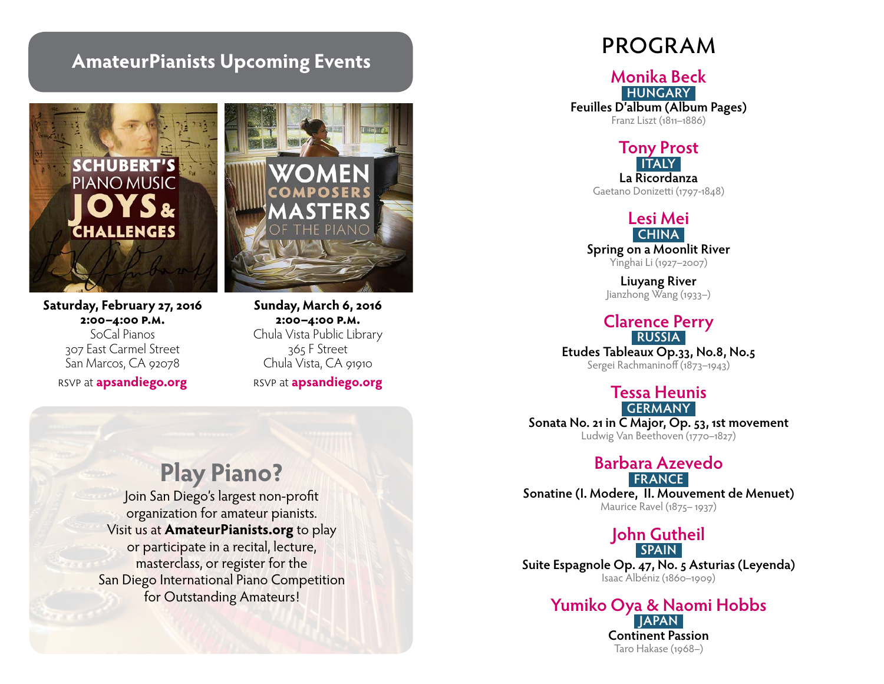## AmateurPianists Upcoming Events

SCHUBERT'S PIANO MUSIC JOYS & CHALLENGES

**Saturday, February 27, 2016**
**2:00–4:00 P.M.**
SoCal Pianos
307 East Carmel Street
San Marcos, CA 92078
RSVP at **apsandiego.org**

WOMEN COMPOSERS MASTERS OF THE PIANO

**Sunday, March 6, 2016**
**2:00–4:00 P.M.**
Chula Vista Public Library
365 F Street
Chula Vista, CA 91910
RSVP at **apsandiego.org**

## Play Piano?

Join San Diego's largest non-profit organization for amateur pianists. Visit us at **AmateurPianists.org** to play or participate in a recital, lecture, masterclass, or register for the San Diego International Piano Competition for Outstanding Amateurs!

# PROGRAM

### Monika Beck
HUNGARY
**Feuilles D'album (Album Pages)**
Franz Liszt (1811–1886)

### Tony Prost
ITALY
**La Ricordanza**
Gaetano Donizetti (1797-1848)

### Lesi Mei
CHINA
**Spring on a Moonlit River**
Yinghai Li (1927–2007)

**Liuyang River**
Jianzhong Wang (1933–)

### Clarence Perry
RUSSIA
**Etudes Tableaux Op.33, No.8, No.5**
Sergei Rachmaninoff (1873–1943)

### Tessa Heunis
GERMANY
**Sonata No. 21 in C Major, Op. 53, 1st movement**
Ludwig Van Beethoven (1770–1827)

### Barbara Azevedo
FRANCE
**Sonatine (I. Modere, II. Mouvement de Menuet)**
Maurice Ravel (1875– 1937)

### John Gutheil
SPAIN
**Suite Espagnole Op. 47, No. 5 Asturias (Leyenda)**
Isaac Albéniz (1860–1909)

### Yumiko Oya & Naomi Hobbs
JAPAN
**Continent Passion**
Taro Hakase (1968–)